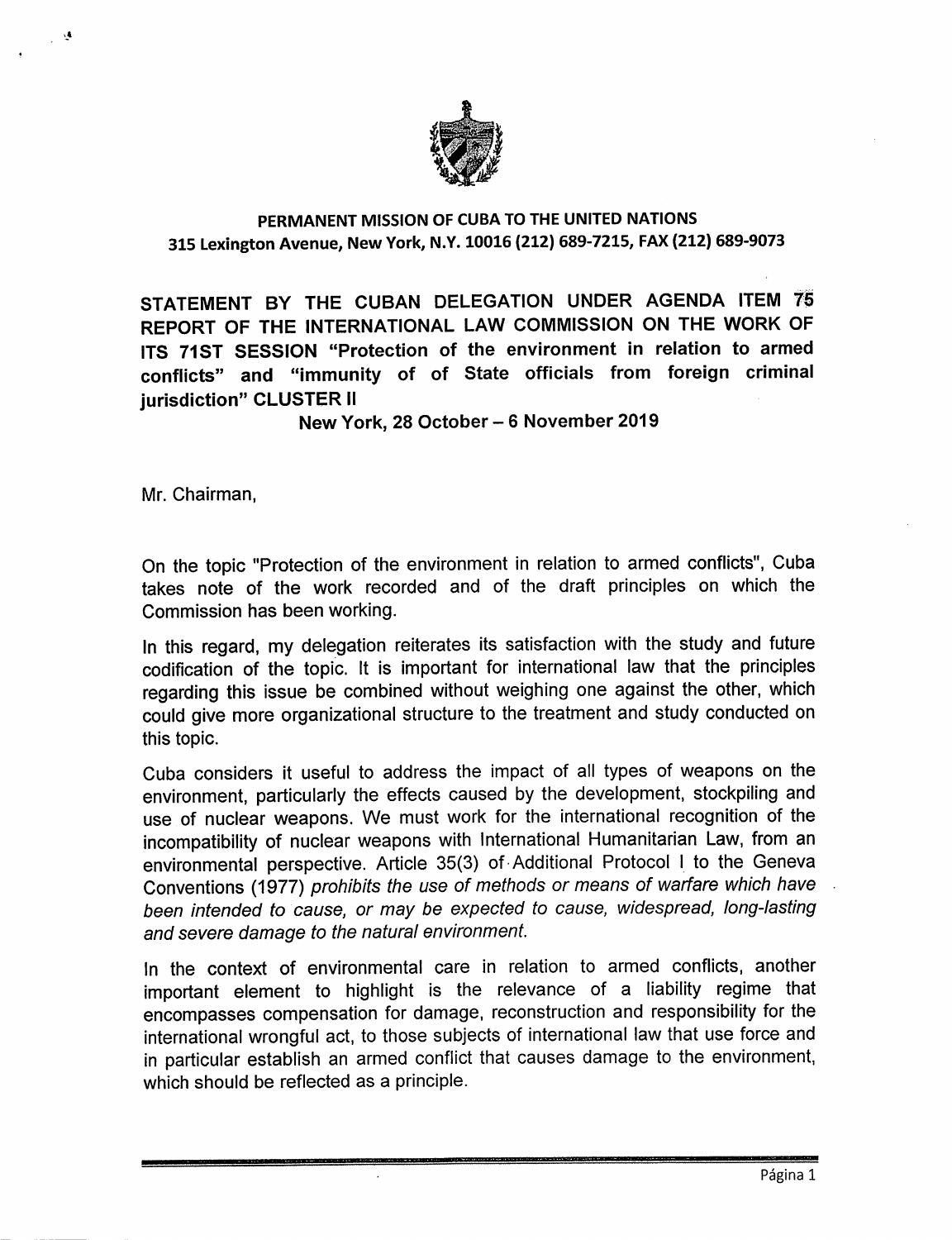**PERMANENT MISSION OF CUBA TO THE UNITED NATIONS**
**315 Lexington Avenue, New York, N.Y. 10016 (212) 689-7215, FAX (212) 689-9073**

# STATEMENT BY THE CUBAN DELEGATION UNDER AGENDA ITEM 75 REPORT OF THE INTERNATIONAL LAW COMMISSION ON THE WORK OF ITS 71ST SESSION "Protection of the environment in relation to armed conflicts" and "immunity of of State officials from foreign criminal jurisdiction" CLUSTER II

**New York, 28 October – 6 November 2019**

Mr. Chairman,

On the topic "Protection of the environment in relation to armed conflicts", Cuba takes note of the work recorded and of the draft principles on which the Commission has been working.

In this regard, my delegation reiterates its satisfaction with the study and future codification of the topic. It is important for international law that the principles regarding this issue be combined without weighing one against the other, which could give more organizational structure to the treatment and study conducted on this topic.

Cuba considers it useful to address the impact of all types of weapons on the environment, particularly the effects caused by the development, stockpiling and use of nuclear weapons. We must work for the international recognition of the incompatibility of nuclear weapons with International Humanitarian Law, from an environmental perspective. Article 35(3) of Additional Protocol I to the Geneva Conventions (1977) *prohibits the use of methods or means of warfare which have been intended to cause, or may be expected to cause, widespread, long-lasting and severe damage to the natural environment.*

In the context of environmental care in relation to armed conflicts, another important element to highlight is the relevance of a liability regime that encompasses compensation for damage, reconstruction and responsibility for the international wrongful act, to those subjects of international law that use force and in particular establish an armed conflict that causes damage to the environment, which should be reflected as a principle.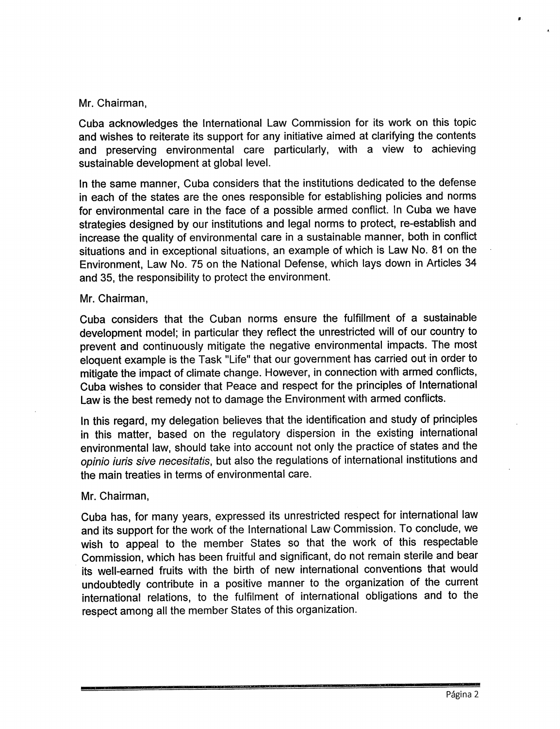Mr. Chairman,

Cuba acknowledges the International Law Commission for its work on this topic and wishes to reiterate its support for any initiative aimed at clarifying the contents and preserving environmental care particularly, with a view to achieving sustainable development at global level.

In the same manner, Cuba considers that the institutions dedicated to the defense in each of the states are the ones responsible for establishing policies and norms for environmental care in the face of a possible armed conflict. In Cuba we have strategies designed by our institutions and legal norms to protect, re-establish and increase the quality of environmental care in a sustainable manner, both in conflict situations and in exceptional situations, an example of which is Law No. 81 on the Environment, Law No. 75 on the National Defense, which lays down in Articles 34 and 35, the responsibility to protect the environment.

Mr. Chairman,

Cuba considers that the Cuban norms ensure the fulfillment of a sustainable development model; in particular they reflect the unrestricted will of our country to prevent and continuously mitigate the negative environmental impacts. The most eloquent example is the Task "Life" that our government has carried out in order to mitigate the impact of climate change. However, in connection with armed conflicts, Cuba wishes to consider that Peace and respect for the principles of International Law is the best remedy not to damage the Environment with armed conflicts.

In this regard, my delegation believes that the identification and study of principles in this matter, based on the regulatory dispersion in the existing international environmental law, should take into account not only the practice of states and the *opinio iuris sive necesitatis*, but also the regulations of international institutions and the main treaties in terms of environmental care.

Mr. Chairman,

Cuba has, for many years, expressed its unrestricted respect for international law and its support for the work of the International Law Commission. To conclude, we wish to appeal to the member States so that the work of this respectable Commission, which has been fruitful and significant, do not remain sterile and bear its well-earned fruits with the birth of new international conventions that would undoubtedly contribute in a positive manner to the organization of the current international relations, to the fulfilment of international obligations and to the respect among all the member States of this organization.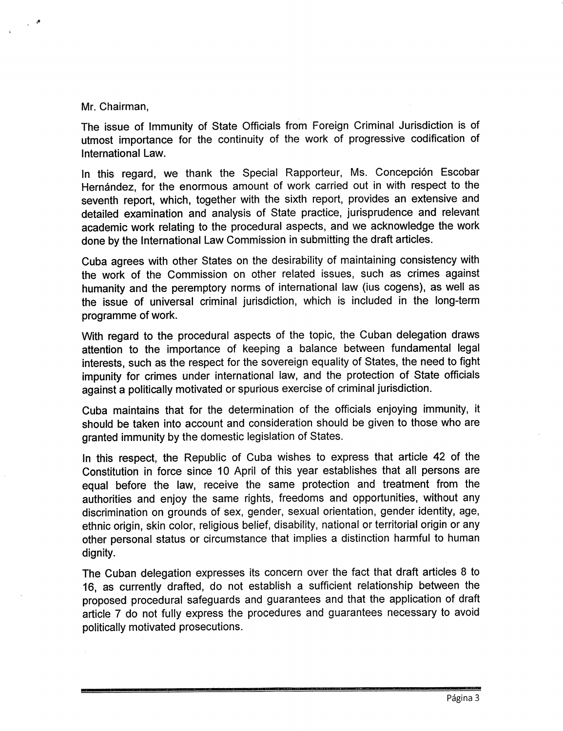Mr. Chairman,

The issue of Immunity of State Officials from Foreign Criminal Jurisdiction is of utmost importance for the continuity of the work of progressive codification of International Law.

In this regard, we thank the Special Rapporteur, Ms. Concepción Escobar Hernández, for the enormous amount of work carried out in with respect to the seventh report, which, together with the sixth report, provides an extensive and detailed examination and analysis of State practice, jurisprudence and relevant academic work relating to the procedural aspects, and we acknowledge the work done by the International Law Commission in submitting the draft articles.

Cuba agrees with other States on the desirability of maintaining consistency with the work of the Commission on other related issues, such as crimes against humanity and the peremptory norms of international law (ius cogens), as well as the issue of universal criminal jurisdiction, which is included in the long-term programme of work.

With regard to the procedural aspects of the topic, the Cuban delegation draws attention to the importance of keeping a balance between fundamental legal interests, such as the respect for the sovereign equality of States, the need to fight impunity for crimes under international law, and the protection of State officials against a politically motivated or spurious exercise of criminal jurisdiction.

Cuba maintains that for the determination of the officials enjoying immunity, it should be taken into account and consideration should be given to those who are granted immunity by the domestic legislation of States.

In this respect, the Republic of Cuba wishes to express that article 42 of the Constitution in force since 10 April of this year establishes that all persons are equal before the law, receive the same protection and treatment from the authorities and enjoy the same rights, freedoms and opportunities, without any discrimination on grounds of sex, gender, sexual orientation, gender identity, age, ethnic origin, skin color, religious belief, disability, national or territorial origin or any other personal status or circumstance that implies a distinction harmful to human dignity.

The Cuban delegation expresses its concern over the fact that draft articles 8 to 16, as currently drafted, do not establish a sufficient relationship between the proposed procedural safeguards and guarantees and that the application of draft article 7 do not fully express the procedures and guarantees necessary to avoid politically motivated prosecutions.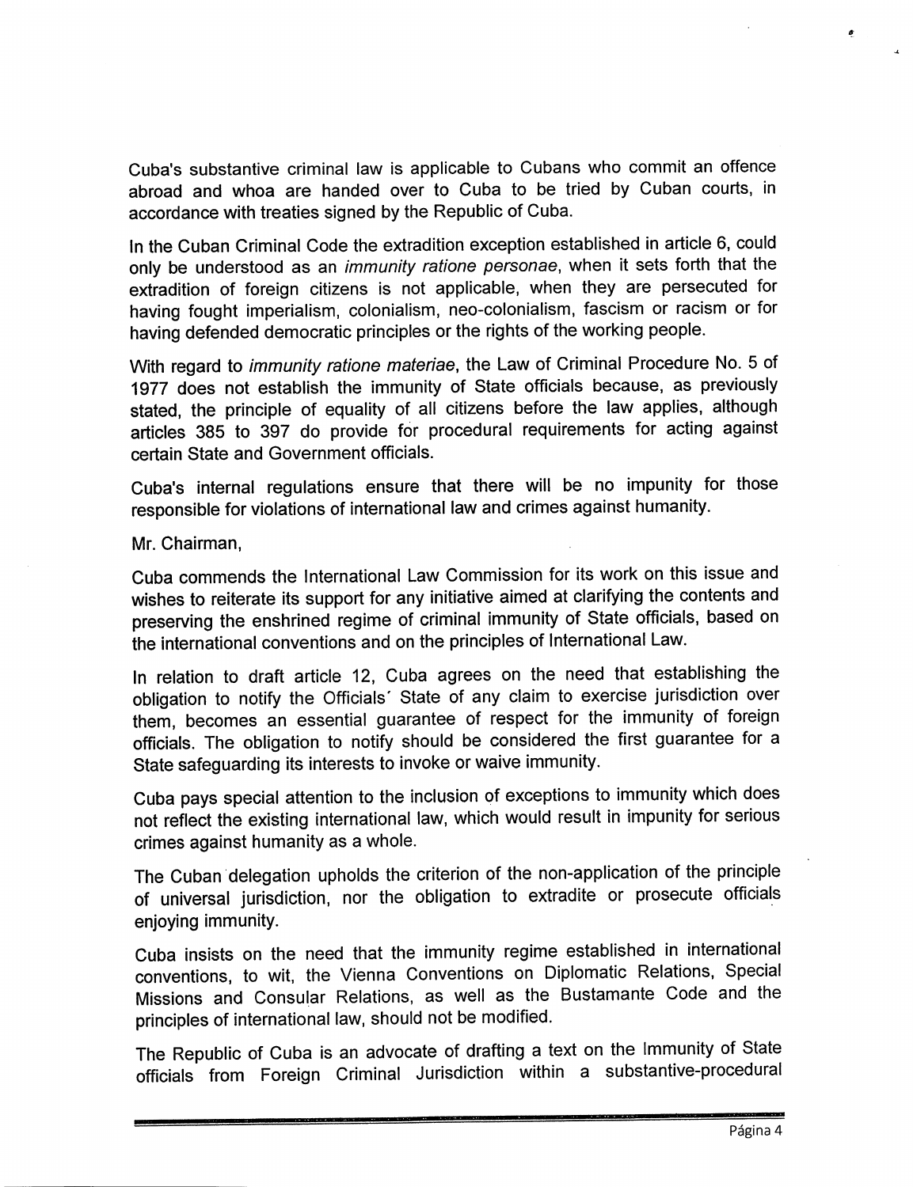Cuba's substantive criminal law is applicable to Cubans who commit an offence abroad and whoa are handed over to Cuba to be tried by Cuban courts, in accordance with treaties signed by the Republic of Cuba.

In the Cuban Criminal Code the extradition exception established in article 6, could only be understood as an *immunity ratione personae*, when it sets forth that the extradition of foreign citizens is not applicable, when they are persecuted for having fought imperialism, colonialism, neo-colonialism, fascism or racism or for having defended democratic principles or the rights of the working people.

With regard to *immunity ratione materiae*, the Law of Criminal Procedure No. 5 of 1977 does not establish the immunity of State officials because, as previously stated, the principle of equality of all citizens before the law applies, although articles 385 to 397 do provide for procedural requirements for acting against certain State and Government officials.

Cuba's internal regulations ensure that there will be no impunity for those responsible for violations of international law and crimes against humanity.

Mr. Chairman,

Cuba commends the International Law Commission for its work on this issue and wishes to reiterate its support for any initiative aimed at clarifying the contents and preserving the enshrined regime of criminal immunity of State officials, based on the international conventions and on the principles of International Law.

In relation to draft article 12, Cuba agrees on the need that establishing the obligation to notify the Officials´ State of any claim to exercise jurisdiction over them, becomes an essential guarantee of respect for the immunity of foreign officials. The obligation to notify should be considered the first guarantee for a State safeguarding its interests to invoke or waive immunity.

Cuba pays special attention to the inclusion of exceptions to immunity which does not reflect the existing international law, which would result in impunity for serious crimes against humanity as a whole.

The Cuban delegation upholds the criterion of the non-application of the principle of universal jurisdiction, nor the obligation to extradite or prosecute officials enjoying immunity.

Cuba insists on the need that the immunity regime established in international conventions, to wit, the Vienna Conventions on Diplomatic Relations, Special Missions and Consular Relations, as well as the Bustamante Code and the principles of international law, should not be modified.

The Republic of Cuba is an advocate of drafting a text on the Immunity of State officials from Foreign Criminal Jurisdiction within a substantive-procedural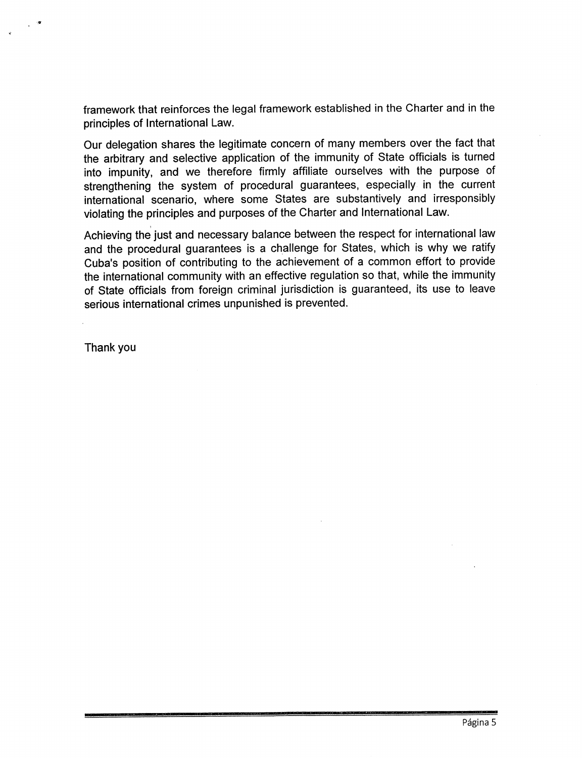framework that reinforces the legal framework established in the Charter and in the principles of International Law.

Our delegation shares the legitimate concern of many members over the fact that the arbitrary and selective application of the immunity of State officials is turned into impunity, and we therefore firmly affiliate ourselves with the purpose of strengthening the system of procedural guarantees, especially in the current international scenario, where some States are substantively and irresponsibly violating the principles and purposes of the Charter and International Law.

Achieving the just and necessary balance between the respect for international law and the procedural guarantees is a challenge for States, which is why we ratify Cuba's position of contributing to the achievement of a common effort to provide the international community with an effective regulation so that, while the immunity of State officials from foreign criminal jurisdiction is guaranteed, its use to leave serious international crimes unpunished is prevented.

Thank you